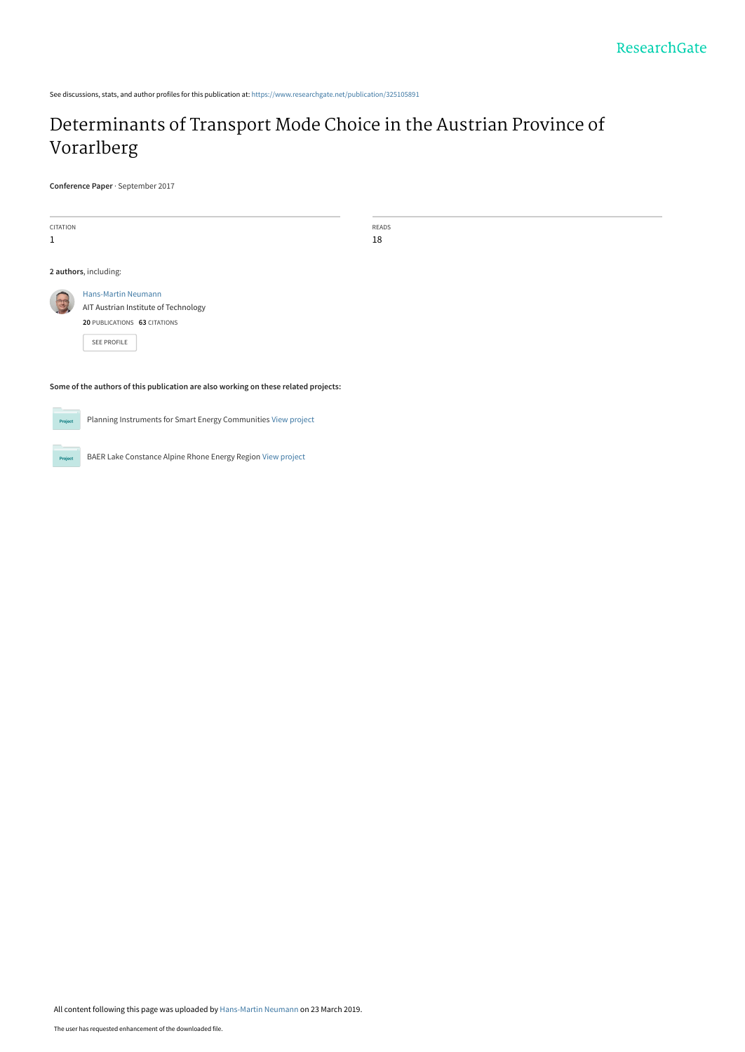See discussions, stats, and author profiles for this publication at: https://www.researchgate.net/publication/325105891

# Determinants of Transport Mode Choice in the Austrian Province of Vorarlberg

**Conference Paper** · September 2017

| CITATION | READS |
| --- | --- |
| 1 | 18 |

**2 authors**, including:

Hans-Martin Neumann
AIT Austrian Institute of Technology
**20** PUBLICATIONS **63** CITATIONS

SEE PROFILE

**Some of the authors of this publication are also working on these related projects:**

Project: Planning Instruments for Smart Energy Communities View project

Project: BAER Lake Constance Alpine Rhone Energy Region View project

All content following this page was uploaded by Hans-Martin Neumann on 23 March 2019.

The user has requested enhancement of the downloaded file.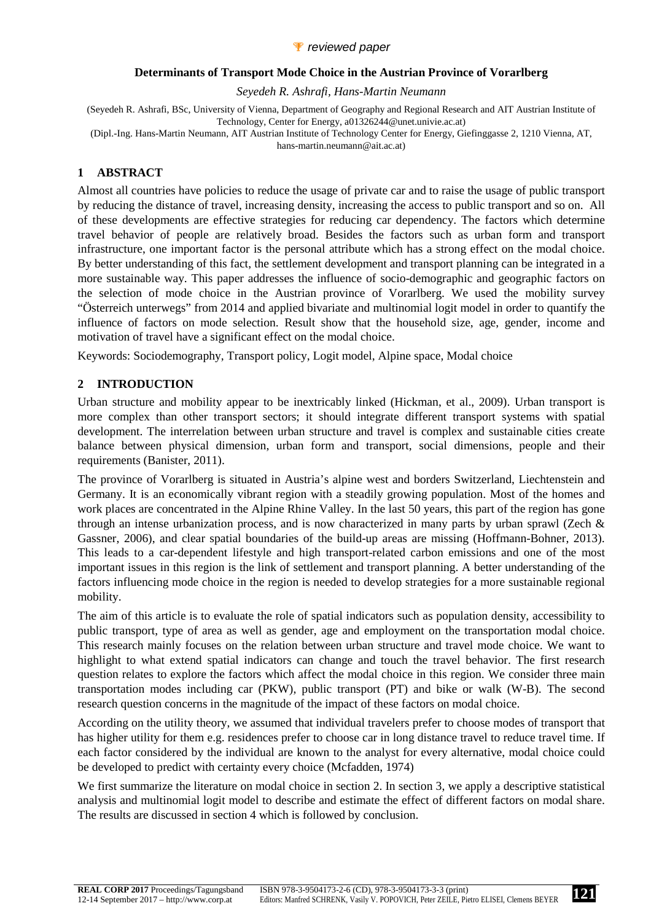🏆 *reviewed paper*

**Determinants of Transport Mode Choice in the Austrian Province of Vorarlberg**

*Seyedeh R. Ashrafi, Hans-Martin Neumann*

(Seyedeh R. Ashrafi, BSc, University of Vienna, Department of Geography and Regional Research and AIT Austrian Institute of Technology, Center for Energy, a01326244@unet.univie.ac.at)

(Dipl.-Ing. Hans-Martin Neumann, AIT Austrian Institute of Technology Center for Energy, Giefinggasse 2, 1210 Vienna, AT, hans-martin.neumann@ait.ac.at)

## 1 ABSTRACT

Almost all countries have policies to reduce the usage of private car and to raise the usage of public transport by reducing the distance of travel, increasing density, increasing the access to public transport and so on. All of these developments are effective strategies for reducing car dependency. The factors which determine travel behavior of people are relatively broad. Besides the factors such as urban form and transport infrastructure, one important factor is the personal attribute which has a strong effect on the modal choice. By better understanding of this fact, the settlement development and transport planning can be integrated in a more sustainable way. This paper addresses the influence of socio-demographic and geographic factors on the selection of mode choice in the Austrian province of Vorarlberg. We used the mobility survey "Österreich unterwegs" from 2014 and applied bivariate and multinomial logit model in order to quantify the influence of factors on mode selection. Result show that the household size, age, gender, income and motivation of travel have a significant effect on the modal choice.

Keywords: Sociodemography, Transport policy, Logit model, Alpine space, Modal choice

## 2 INTRODUCTION

Urban structure and mobility appear to be inextricably linked (Hickman, et al., 2009). Urban transport is more complex than other transport sectors; it should integrate different transport systems with spatial development. The interrelation between urban structure and travel is complex and sustainable cities create balance between physical dimension, urban form and transport, social dimensions, people and their requirements (Banister, 2011).

The province of Vorarlberg is situated in Austria's alpine west and borders Switzerland, Liechtenstein and Germany. It is an economically vibrant region with a steadily growing population. Most of the homes and work places are concentrated in the Alpine Rhine Valley. In the last 50 years, this part of the region has gone through an intense urbanization process, and is now characterized in many parts by urban sprawl (Zech & Gassner, 2006), and clear spatial boundaries of the build-up areas are missing (Hoffmann-Bohner, 2013). This leads to a car-dependent lifestyle and high transport-related carbon emissions and one of the most important issues in this region is the link of settlement and transport planning. A better understanding of the factors influencing mode choice in the region is needed to develop strategies for a more sustainable regional mobility.

The aim of this article is to evaluate the role of spatial indicators such as population density, accessibility to public transport, type of area as well as gender, age and employment on the transportation modal choice. This research mainly focuses on the relation between urban structure and travel mode choice. We want to highlight to what extend spatial indicators can change and touch the travel behavior. The first research question relates to explore the factors which affect the modal choice in this region. We consider three main transportation modes including car (PKW), public transport (PT) and bike or walk (W-B). The second research question concerns in the magnitude of the impact of these factors on modal choice.

According on the utility theory, we assumed that individual travelers prefer to choose modes of transport that has higher utility for them e.g. residences prefer to choose car in long distance travel to reduce travel time. If each factor considered by the individual are known to the analyst for every alternative, modal choice could be developed to predict with certainty every choice (Mcfadden, 1974)

We first summarize the literature on modal choice in section 2. In section 3, we apply a descriptive statistical analysis and multinomial logit model to describe and estimate the effect of different factors on modal share. The results are discussed in section 4 which is followed by conclusion.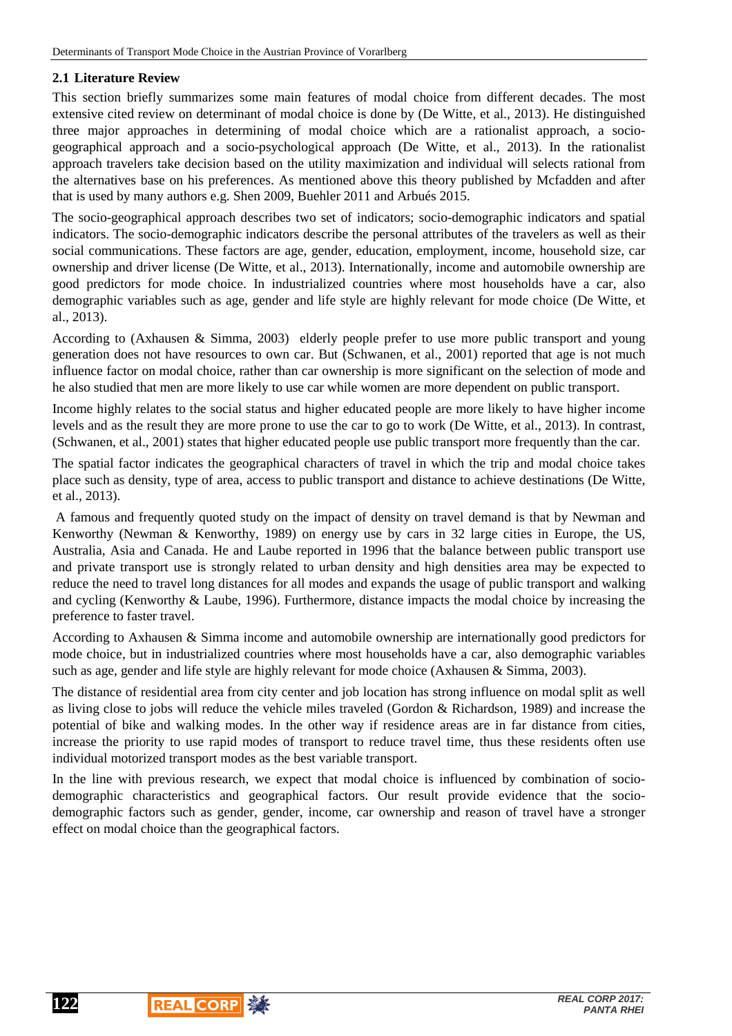## 2.1 Literature Review

This section briefly summarizes some main features of modal choice from different decades. The most extensive cited review on determinant of modal choice is done by (De Witte, et al., 2013). He distinguished three major approaches in determining of modal choice which are a rationalist approach, a socio-geographical approach and a socio-psychological approach (De Witte, et al., 2013). In the rationalist approach travelers take decision based on the utility maximization and individual will selects rational from the alternatives base on his preferences. As mentioned above this theory published by Mcfadden and after that is used by many authors e.g. Shen 2009, Buehler 2011 and Arbués 2015.

The socio-geographical approach describes two set of indicators; socio-demographic indicators and spatial indicators. The socio-demographic indicators describe the personal attributes of the travelers as well as their social communications. These factors are age, gender, education, employment, income, household size, car ownership and driver license (De Witte, et al., 2013). Internationally, income and automobile ownership are good predictors for mode choice. In industrialized countries where most households have a car, also demographic variables such as age, gender and life style are highly relevant for mode choice (De Witte, et al., 2013).

According to (Axhausen & Simma, 2003) elderly people prefer to use more public transport and young generation does not have resources to own car. But (Schwanen, et al., 2001) reported that age is not much influence factor on modal choice, rather than car ownership is more significant on the selection of mode and he also studied that men are more likely to use car while women are more dependent on public transport.

Income highly relates to the social status and higher educated people are more likely to have higher income levels and as the result they are more prone to use the car to go to work (De Witte, et al., 2013). In contrast, (Schwanen, et al., 2001) states that higher educated people use public transport more frequently than the car.

The spatial factor indicates the geographical characters of travel in which the trip and modal choice takes place such as density, type of area, access to public transport and distance to achieve destinations (De Witte, et al., 2013).

A famous and frequently quoted study on the impact of density on travel demand is that by Newman and Kenworthy (Newman & Kenworthy, 1989) on energy use by cars in 32 large cities in Europe, the US, Australia, Asia and Canada. He and Laube reported in 1996 that the balance between public transport use and private transport use is strongly related to urban density and high densities area may be expected to reduce the need to travel long distances for all modes and expands the usage of public transport and walking and cycling (Kenworthy & Laube, 1996). Furthermore, distance impacts the modal choice by increasing the preference to faster travel.

According to Axhausen & Simma income and automobile ownership are internationally good predictors for mode choice, but in industrialized countries where most households have a car, also demographic variables such as age, gender and life style are highly relevant for mode choice (Axhausen & Simma, 2003).

The distance of residential area from city center and job location has strong influence on modal split as well as living close to jobs will reduce the vehicle miles traveled (Gordon & Richardson, 1989) and increase the potential of bike and walking modes. In the other way if residence areas are in far distance from cities, increase the priority to use rapid modes of transport to reduce travel time, thus these residents often use individual motorized transport modes as the best variable transport.

In the line with previous research, we expect that modal choice is influenced by combination of socio-demographic characteristics and geographical factors. Our result provide evidence that the socio-demographic factors such as gender, gender, income, car ownership and reason of travel have a stronger effect on modal choice than the geographical factors.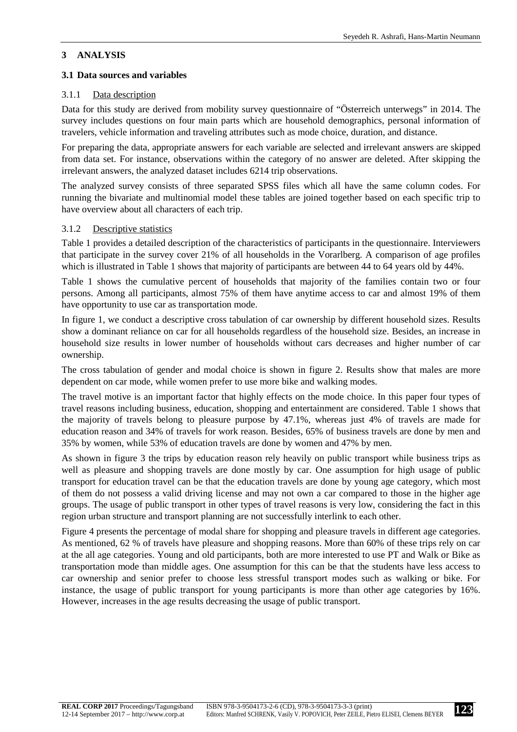## 3 ANALYSIS

### 3.1 Data sources and variables

#### 3.1.1 Data description

Data for this study are derived from mobility survey questionnaire of "Österreich unterwegs" in 2014. The survey includes questions on four main parts which are household demographics, personal information of travelers, vehicle information and traveling attributes such as mode choice, duration, and distance.

For preparing the data, appropriate answers for each variable are selected and irrelevant answers are skipped from data set. For instance, observations within the category of no answer are deleted. After skipping the irrelevant answers, the analyzed dataset includes 6214 trip observations.

The analyzed survey consists of three separated SPSS files which all have the same column codes. For running the bivariate and multinomial model these tables are joined together based on each specific trip to have overview about all characters of each trip.

#### 3.1.2 Descriptive statistics

Table 1 provides a detailed description of the characteristics of participants in the questionnaire. Interviewers that participate in the survey cover 21% of all households in the Vorarlberg. A comparison of age profiles which is illustrated in Table 1 shows that majority of participants are between 44 to 64 years old by 44%.

Table 1 shows the cumulative percent of households that majority of the families contain two or four persons. Among all participants, almost 75% of them have anytime access to car and almost 19% of them have opportunity to use car as transportation mode.

In figure 1, we conduct a descriptive cross tabulation of car ownership by different household sizes. Results show a dominant reliance on car for all households regardless of the household size. Besides, an increase in household size results in lower number of households without cars decreases and higher number of car ownership.

The cross tabulation of gender and modal choice is shown in figure 2. Results show that males are more dependent on car mode, while women prefer to use more bike and walking modes.

The travel motive is an important factor that highly effects on the mode choice. In this paper four types of travel reasons including business, education, shopping and entertainment are considered. Table 1 shows that the majority of travels belong to pleasure purpose by 47.1%, whereas just 4% of travels are made for education reason and 34% of travels for work reason. Besides, 65% of business travels are done by men and 35% by women, while 53% of education travels are done by women and 47% by men.

As shown in figure 3 the trips by education reason rely heavily on public transport while business trips as well as pleasure and shopping travels are done mostly by car. One assumption for high usage of public transport for education travel can be that the education travels are done by young age category, which most of them do not possess a valid driving license and may not own a car compared to those in the higher age groups. The usage of public transport in other types of travel reasons is very low, considering the fact in this region urban structure and transport planning are not successfully interlink to each other.

Figure 4 presents the percentage of modal share for shopping and pleasure travels in different age categories. As mentioned, 62 % of travels have pleasure and shopping reasons. More than 60% of these trips rely on car at the all age categories. Young and old participants, both are more interested to use PT and Walk or Bike as transportation mode than middle ages. One assumption for this can be that the students have less access to car ownership and senior prefer to choose less stressful transport modes such as walking or bike. For instance, the usage of public transport for young participants is more than other age categories by 16%. However, increases in the age results decreasing the usage of public transport.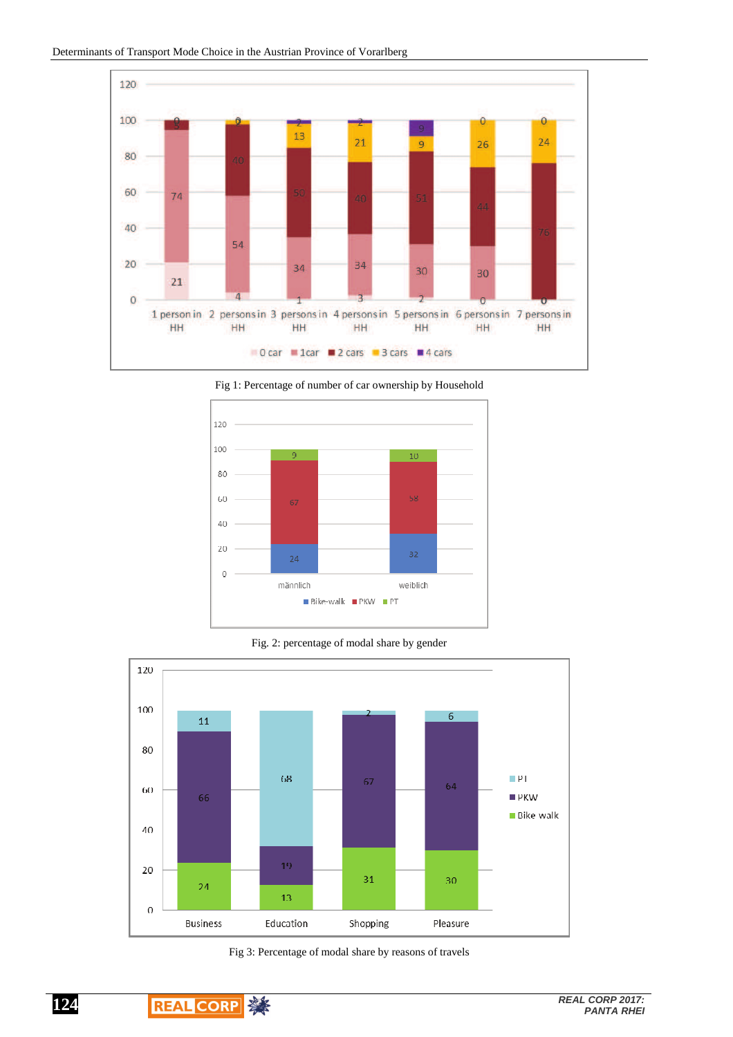Fig 1: Percentage of number of car ownership by Household

Fig. 2: percentage of modal share by gender

Fig 3: Percentage of modal share by reasons of travels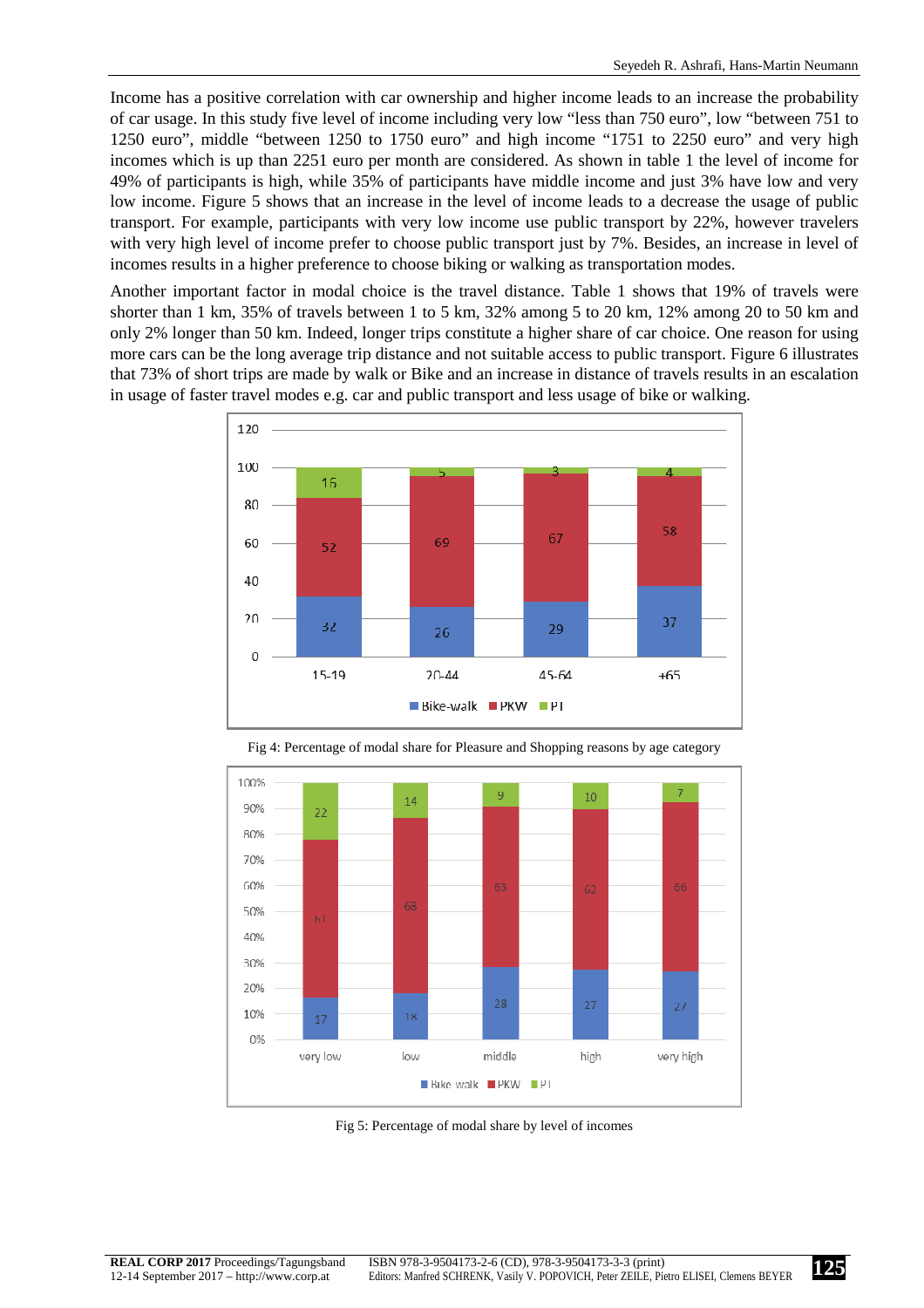Income has a positive correlation with car ownership and higher income leads to an increase the probability of car usage. In this study five level of income including very low "less than 750 euro", low "between 751 to 1250 euro", middle "between 1250 to 1750 euro" and high income "1751 to 2250 euro" and very high incomes which is up than 2251 euro per month are considered. As shown in table 1 the level of income for 49% of participants is high, while 35% of participants have middle income and just 3% have low and very low income. Figure 5 shows that an increase in the level of income leads to a decrease the usage of public transport. For example, participants with very low income use public transport by 22%, however travelers with very high level of income prefer to choose public transport just by 7%. Besides, an increase in level of incomes results in a higher preference to choose biking or walking as transportation modes.

Another important factor in modal choice is the travel distance. Table 1 shows that 19% of travels were shorter than 1 km, 35% of travels between 1 to 5 km, 32% among 5 to 20 km, 12% among 20 to 50 km and only 2% longer than 50 km. Indeed, longer trips constitute a higher share of car choice. One reason for using more cars can be the long average trip distance and not suitable access to public transport. Figure 6 illustrates that 73% of short trips are made by walk or Bike and an increase in distance of travels results in an escalation in usage of faster travel modes e.g. car and public transport and less usage of bike or walking.

Fig 4: Percentage of modal share for Pleasure and Shopping reasons by age category

Fig 5: Percentage of modal share by level of incomes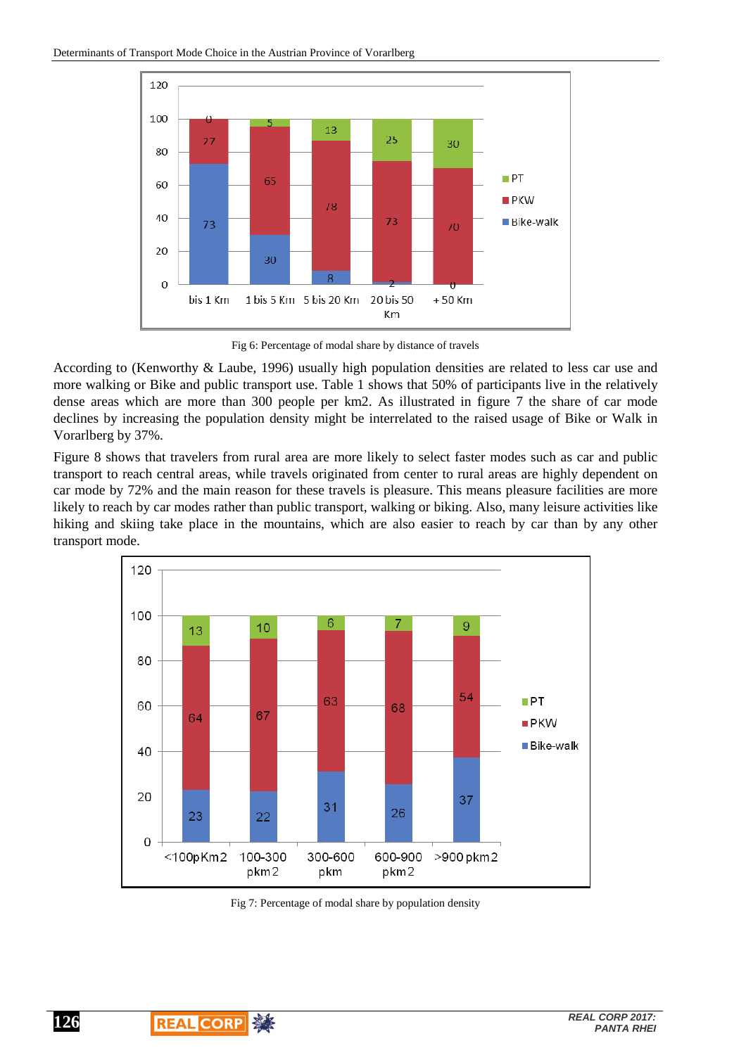Fig 6: Percentage of modal share by distance of travels

According to (Kenworthy & Laube, 1996) usually high population densities are related to less car use and more walking or Bike and public transport use. Table 1 shows that 50% of participants live in the relatively dense areas which are more than 300 people per km2. As illustrated in figure 7 the share of car mode declines by increasing the population density might be interrelated to the raised usage of Bike or Walk in Vorarlberg by 37%.

Figure 8 shows that travelers from rural area are more likely to select faster modes such as car and public transport to reach central areas, while travels originated from center to rural areas are highly dependent on car mode by 72% and the main reason for these travels is pleasure. This means pleasure facilities are more likely to reach by car modes rather than public transport, walking or biking. Also, many leisure activities like hiking and skiing take place in the mountains, which are also easier to reach by car than by any other transport mode.

Fig 7: Percentage of modal share by population density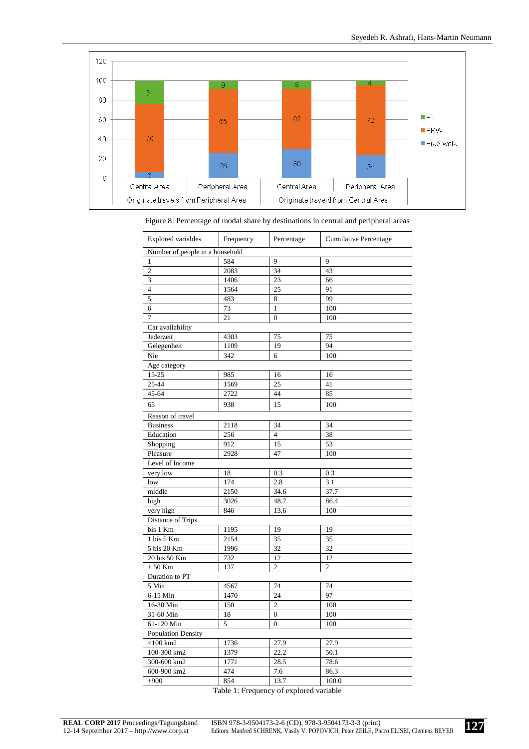Figure 8: Percentage of modal share by destinations in central and peripheral areas

| Explored variables | Frequency | Percentage | Cumulative Percentage |
|---|---|---|---|
| Number of people in a household | | | |
| 1 | 584 | 9 | 9 |
| 2 | 2083 | 34 | 43 |
| 3 | 1406 | 23 | 66 |
| 4 | 1564 | 25 | 91 |
| 5 | 483 | 8 | 99 |
| 6 | 73 | 1 | 100 |
| 7 | 21 | 0 | 100 |
| Car availability | | | |
| Jederzeit | 4303 | 75 | 75 |
| Gelegenheit | 1109 | 19 | 94 |
| Nie | 342 | 6 | 100 |
| Age category | | | |
| 15-25 | 985 | 16 | 16 |
| 25-44 | 1569 | 25 | 41 |
| 45-64 | 2722 | 44 | 85 |
| 65 | 938 | 15 | 100 |
| Reason of travel | | | |
| Business | 2118 | 34 | 34 |
| Education | 256 | 4 | 38 |
| Shopping | 912 | 15 | 53 |
| Pleasure | 2928 | 47 | 100 |
| Level of Income | | | |
| very low | 18 | 0.3 | 0.3 |
| low | 174 | 2.8 | 3.1 |
| middle | 2150 | 34.6 | 37.7 |
| high | 3026 | 48.7 | 86.4 |
| very high | 846 | 13.6 | 100 |
| Distance of Trips | | | |
| bis 1 Km | 1195 | 19 | 19 |
| 1 bis 5 Km | 2154 | 35 | 35 |
| 5 bis 20 Km | 1996 | 32 | 32 |
| 20 bis 50 Km | 732 | 12 | 12 |
| + 50 Km | 137 | 2 | 2 |
| Duration to PT | | | |
| 5 Min | 4567 | 74 | 74 |
| 6-15 Min | 1470 | 24 | 97 |
| 16-30 Min | 150 | 2 | 100 |
| 31-60 Min | 18 | 0 | 100 |
| 61-120 Min | 5 | 0 | 100 |
| Population Density | | | |
| <100 km2 | 1736 | 27.9 | 27.9 |
| 100-300 km2 | 1379 | 22.2 | 50.1 |
| 300-600 km2 | 1771 | 28.5 | 78.6 |
| 600-900 km2 | 474 | 7.6 | 86.3 |
| +900 | 854 | 13.7 | 100.0 |

Table 1: Frequency of explored variable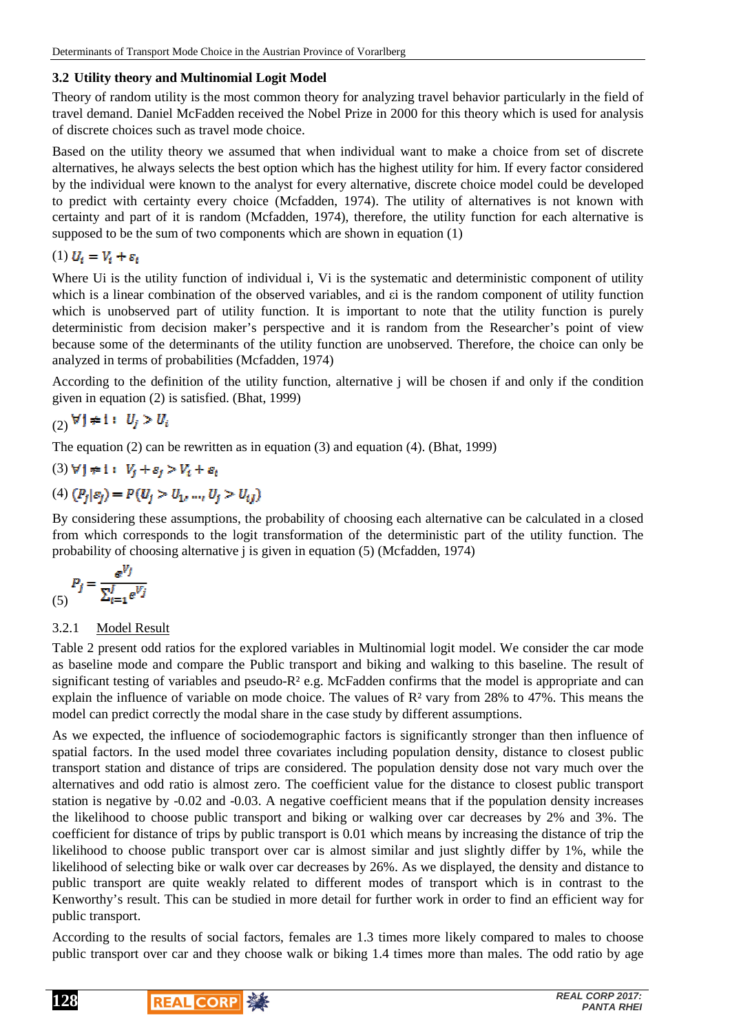### 3.2 Utility theory and Multinomial Logit Model

Theory of random utility is the most common theory for analyzing travel behavior particularly in the field of travel demand. Daniel McFadden received the Nobel Prize in 2000 for this theory which is used for analysis of discrete choices such as travel mode choice.

Based on the utility theory we assumed that when individual want to make a choice from set of discrete alternatives, he always selects the best option which has the highest utility for him. If every factor considered by the individual were known to the analyst for every alternative, discrete choice model could be developed to predict with certainty every choice (Mcfadden, 1974). The utility of alternatives is not known with certainty and part of it is random (Mcfadden, 1974), therefore, the utility function for each alternative is supposed to be the sum of two components which are shown in equation (1)

(1) $U_i = V_i + \varepsilon_i$

Where Ui is the utility function of individual i, Vi is the systematic and deterministic component of utility which is a linear combination of the observed variables, and εi is the random component of utility function which is unobserved part of utility function. It is important to note that the utility function is purely deterministic from decision maker's perspective and it is random from the Researcher's point of view because some of the determinants of the utility function are unobserved. Therefore, the choice can only be analyzed in terms of probabilities (Mcfadden, 1974)

According to the definition of the utility function, alternative j will be chosen if and only if the condition given in equation (2) is satisfied. (Bhat, 1999)

(2) $\forall j \neq i: \ U_j > U_i$

The equation (2) can be rewritten as in equation (3) and equation (4). (Bhat, 1999)

(3) $\forall j \neq i: \ V_j + \varepsilon_j > V_i + \varepsilon_i$

(4) $(P_j|\varepsilon_j) = P(U_j > U_1, \ldots, U_j > U_{ij})$

By considering these assumptions, the probability of choosing each alternative can be calculated in a closed from which corresponds to the logit transformation of the deterministic part of the utility function. The probability of choosing alternative j is given in equation (5) (Mcfadden, 1974)

(5) $$P_j = \frac{e^{V_j}}{\sum_{i=1}^{J} e^{V_j}}$$

#### 3.2.1 Model Result

Table 2 present odd ratios for the explored variables in Multinomial logit model. We consider the car mode as baseline mode and compare the Public transport and biking and walking to this baseline. The result of significant testing of variables and pseudo-$R^2$ e.g. McFadden confirms that the model is appropriate and can explain the influence of variable on mode choice. The values of $R^2$ vary from 28% to 47%. This means the model can predict correctly the modal share in the case study by different assumptions.

As we expected, the influence of sociodemographic factors is significantly stronger than then influence of spatial factors. In the used model three covariates including population density, distance to closest public transport station and distance of trips are considered. The population density dose not vary much over the alternatives and odd ratio is almost zero. The coefficient value for the distance to closest public transport station is negative by -0.02 and -0.03. A negative coefficient means that if the population density increases the likelihood to choose public transport and biking or walking over car decreases by 2% and 3%. The coefficient for distance of trips by public transport is 0.01 which means by increasing the distance of trip the likelihood to choose public transport over car is almost similar and just slightly differ by 1%, while the likelihood of selecting bike or walk over car decreases by 26%. As we displayed, the density and distance to public transport are quite weakly related to different modes of transport which is in contrast to the Kenworthy's result. This can be studied in more detail for further work in order to find an efficient way for public transport.

According to the results of social factors, females are 1.3 times more likely compared to males to choose public transport over car and they choose walk or biking 1.4 times more than males. The odd ratio by age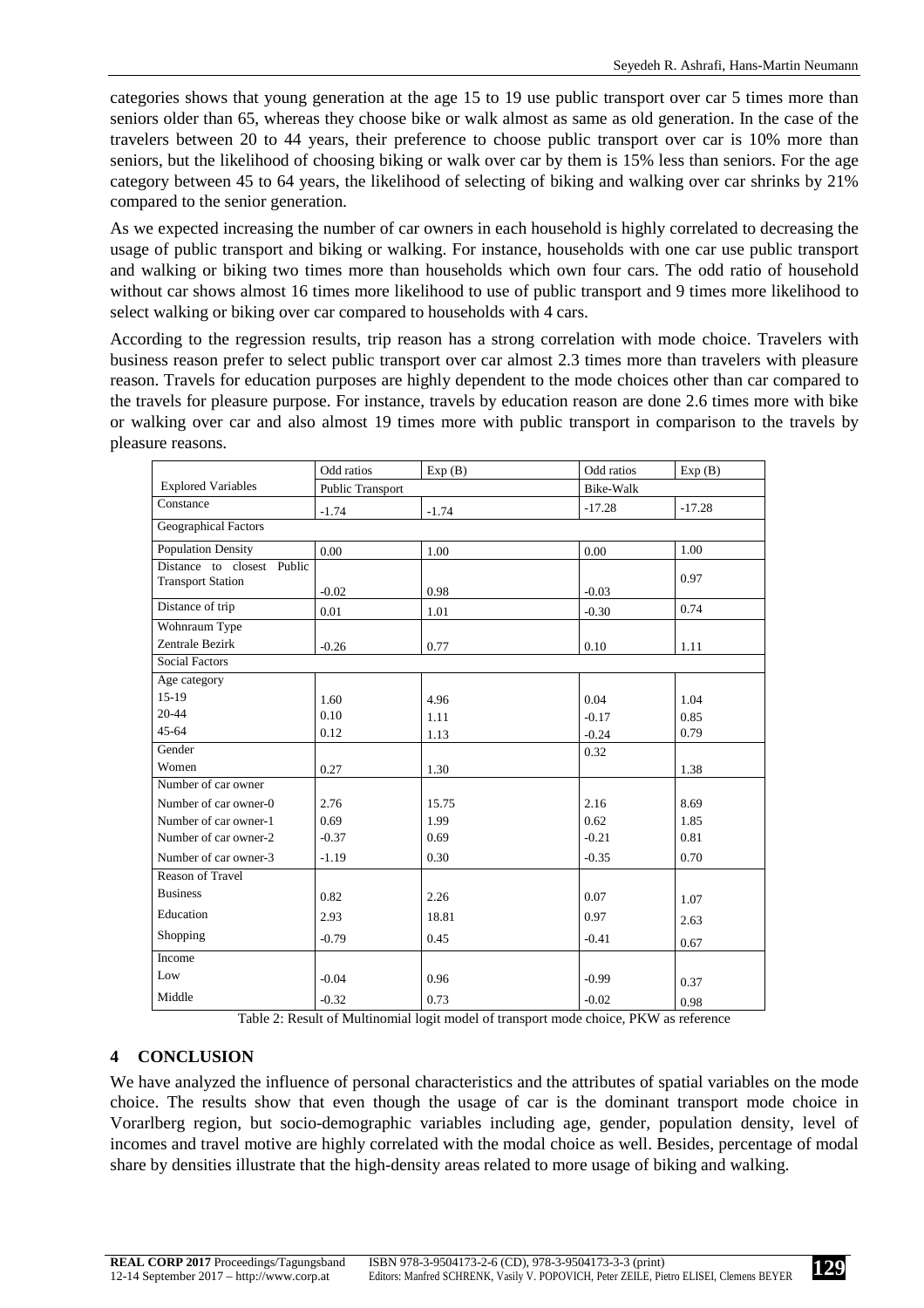categories shows that young generation at the age 15 to 19 use public transport over car 5 times more than seniors older than 65, whereas they choose bike or walk almost as same as old generation. In the case of the travelers between 20 to 44 years, their preference to choose public transport over car is 10% more than seniors, but the likelihood of choosing biking or walk over car by them is 15% less than seniors. For the age category between 45 to 64 years, the likelihood of selecting of biking and walking over car shrinks by 21% compared to the senior generation.

As we expected increasing the number of car owners in each household is highly correlated to decreasing the usage of public transport and biking or walking. For instance, households with one car use public transport and walking or biking two times more than households which own four cars. The odd ratio of household without car shows almost 16 times more likelihood to use of public transport and 9 times more likelihood to select walking or biking over car compared to households with 4 cars.

According to the regression results, trip reason has a strong correlation with mode choice. Travelers with business reason prefer to select public transport over car almost 2.3 times more than travelers with pleasure reason. Travels for education purposes are highly dependent to the mode choices other than car compared to the travels for pleasure purpose. For instance, travels by education reason are done 2.6 times more with bike or walking over car and also almost 19 times more with public transport in comparison to the travels by pleasure reasons.

| | Odd ratios | Exp (B) | Odd ratios | Exp (B) |
|---|---|---|---|---|
| Explored Variables | Public Transport | | Bike-Walk | |
| Constance | -1.74 | -1.74 | -17.28 | -17.28 |
| Geographical Factors | | | | |
| Population Density | 0.00 | 1.00 | 0.00 | 1.00 |
| Distance to closest Public Transport Station | -0.02 | 0.98 | -0.03 | 0.97 |
| Distance of trip | 0.01 | 1.01 | -0.30 | 0.74 |
| Wohnraum Type | | | | |
| Zentrale Bezirk | -0.26 | 0.77 | 0.10 | 1.11 |
| Social Factors | | | | |
| Age category | | | | |
| 15-19 | 1.60 | 4.96 | 0.04 | 1.04 |
| 20-44 | 0.10 | 1.11 | -0.17 | 0.85 |
| 45-64 | 0.12 | 1.13 | -0.24 | 0.79 |
| Gender | | | | |
| Women | 0.27 | 1.30 | 0.32 | 1.38 |
| Number of car owner | | | | |
| Number of car owner-0 | 2.76 | 15.75 | 2.16 | 8.69 |
| Number of car owner-1 | 0.69 | 1.99 | 0.62 | 1.85 |
| Number of car owner-2 | -0.37 | 0.69 | -0.21 | 0.81 |
| Number of car owner-3 | -1.19 | 0.30 | -0.35 | 0.70 |
| Reason of Travel | | | | |
| Business | 0.82 | 2.26 | 0.07 | 1.07 |
| Education | 2.93 | 18.81 | 0.97 | 2.63 |
| Shopping | -0.79 | 0.45 | -0.41 | 0.67 |
| Income | | | | |
| Low | -0.04 | 0.96 | -0.99 | 0.37 |
| Middle | -0.32 | 0.73 | -0.02 | 0.98 |

Table 2: Result of Multinomial logit model of transport mode choice, PKW as reference

## 4 CONCLUSION

We have analyzed the influence of personal characteristics and the attributes of spatial variables on the mode choice. The results show that even though the usage of car is the dominant transport mode choice in Vorarlberg region, but socio-demographic variables including age, gender, population density, level of incomes and travel motive are highly correlated with the modal choice as well. Besides, percentage of modal share by densities illustrate that the high-density areas related to more usage of biking and walking.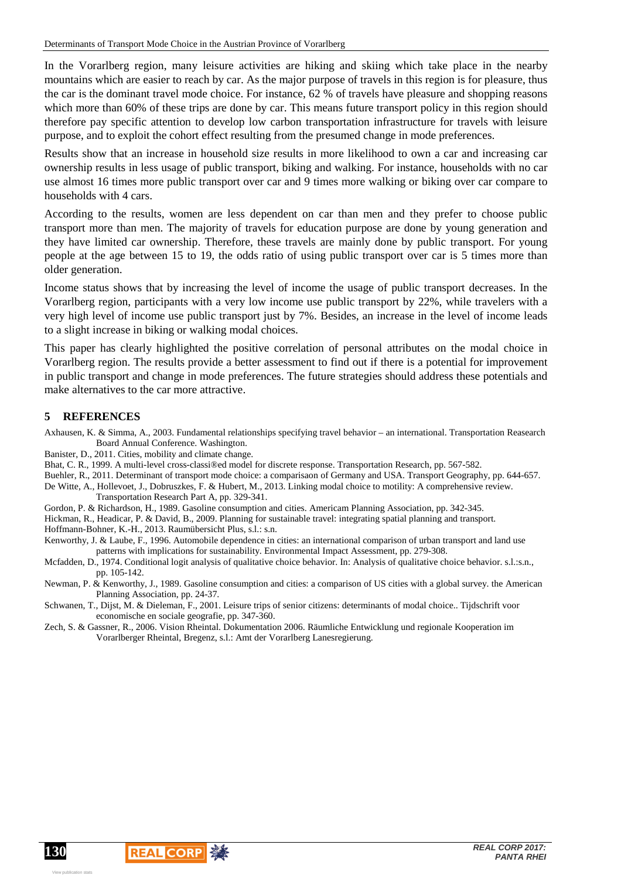In the Vorarlberg region, many leisure activities are hiking and skiing which take place in the nearby mountains which are easier to reach by car. As the major purpose of travels in this region is for pleasure, thus the car is the dominant travel mode choice. For instance, 62 % of travels have pleasure and shopping reasons which more than 60% of these trips are done by car. This means future transport policy in this region should therefore pay specific attention to develop low carbon transportation infrastructure for travels with leisure purpose, and to exploit the cohort effect resulting from the presumed change in mode preferences.

Results show that an increase in household size results in more likelihood to own a car and increasing car ownership results in less usage of public transport, biking and walking. For instance, households with no car use almost 16 times more public transport over car and 9 times more walking or biking over car compare to households with 4 cars.

According to the results, women are less dependent on car than men and they prefer to choose public transport more than men. The majority of travels for education purpose are done by young generation and they have limited car ownership. Therefore, these travels are mainly done by public transport. For young people at the age between 15 to 19, the odds ratio of using public transport over car is 5 times more than older generation.

Income status shows that by increasing the level of income the usage of public transport decreases. In the Vorarlberg region, participants with a very low income use public transport by 22%, while travelers with a very high level of income use public transport just by 7%. Besides, an increase in the level of income leads to a slight increase in biking or walking modal choices.

This paper has clearly highlighted the positive correlation of personal attributes on the modal choice in Vorarlberg region. The results provide a better assessment to find out if there is a potential for improvement in public transport and change in mode preferences. The future strategies should address these potentials and make alternatives to the car more attractive.

## 5 REFERENCES

Axhausen, K. & Simma, A., 2003. Fundamental relationships specifying travel behavior – an international. Transportation Reasearch Board Annual Conference. Washington.

Banister, D., 2011. Cities, mobility and climate change.

Bhat, C. R., 1999. A multi-level cross-classi®ed model for discrete response. Transportation Research, pp. 567-582.

Buehler, R., 2011. Determinant of transport mode choice: a comparisaon of Germany and USA. Transport Geography, pp. 644-657.

De Witte, A., Hollevoet, J., Dobruszkes, F. & Hubert, M., 2013. Linking modal choice to motility: A comprehensive review. Transportation Research Part A, pp. 329-341.

Gordon, P. & Richardson, H., 1989. Gasoline consumption and cities. Americam Planning Association, pp. 342-345.

Hickman, R., Headicar, P. & David, B., 2009. Planning for sustainable travel: integrating spatial planning and transport.

Hoffmann-Bohner, K.-H., 2013. Raumübersicht Plus, s.l.: s.n.

Kenworthy, J. & Laube, F., 1996. Automobile dependence in cities: an international comparison of urban transport and land use patterns with implications for sustainability. Environmental Impact Assessment, pp. 279-308.

Mcfadden, D., 1974. Conditional logit analysis of qualitative choice behavior. In: Analysis of qualitative choice behavior. s.l.:s.n., pp. 105-142.

Newman, P. & Kenworthy, J., 1989. Gasoline consumption and cities: a comparison of US cities with a global survey. the American Planning Association, pp. 24-37.

Schwanen, T., Dijst, M. & Dieleman, F., 2001. Leisure trips of senior citizens: determinants of modal choice.. Tijdschrift voor economische en sociale geografie, pp. 347-360.

Zech, S. & Gassner, R., 2006. Vision Rheintal. Dokumentation 2006. Räumliche Entwicklung und regionale Kooperation im Vorarlberger Rheintal, Bregenz, s.l.: Amt der Vorarlberg Lanesregierung.